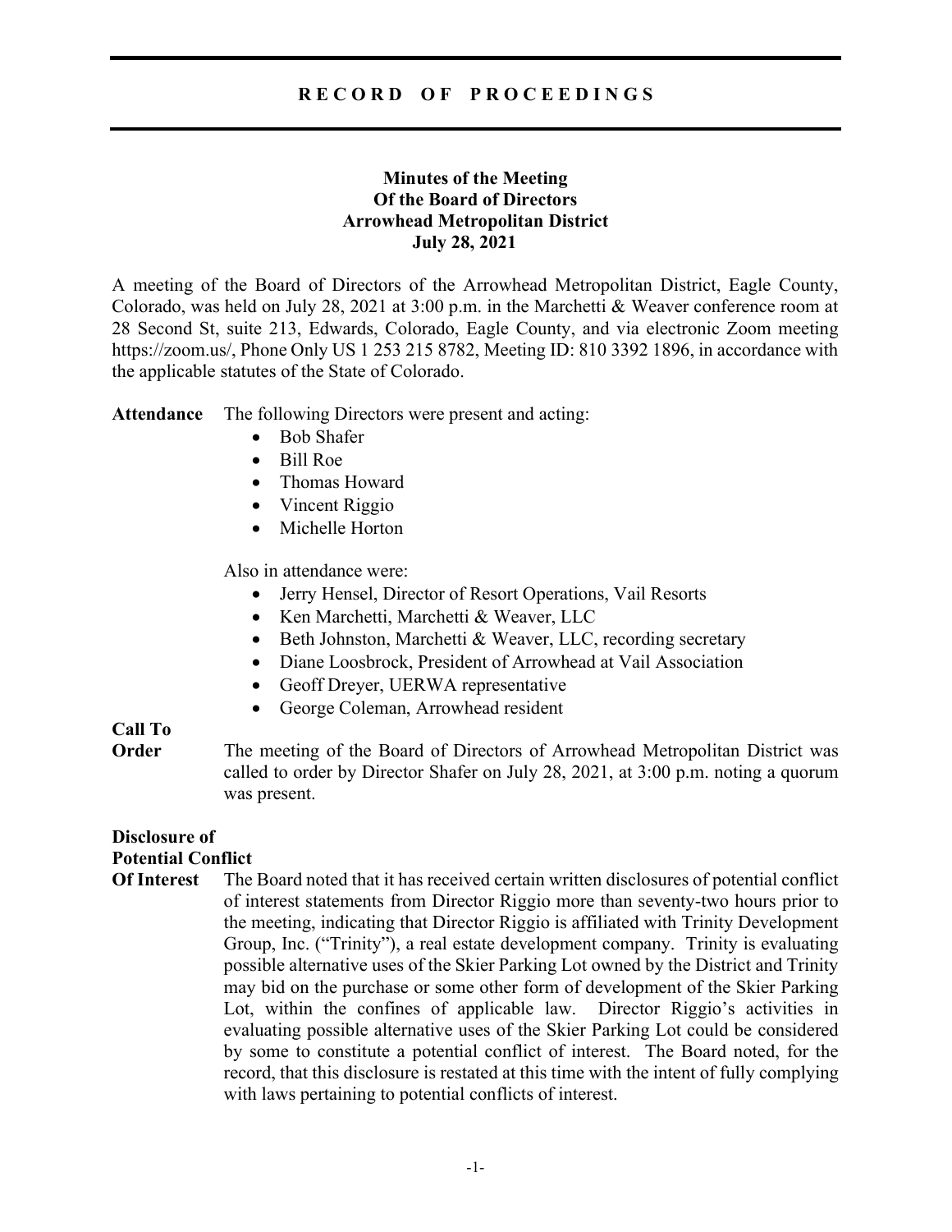# RECORD OF PROCEEDINGS

## Minutes of the Meeting Of the Board of Directors Arrowhead Metropolitan District July 28, 2021

A meeting of the Board of Directors of the Arrowhead Metropolitan District, Eagle County, Colorado, was held on July 28, 2021 at 3:00 p.m. in the Marchetti & Weaver conference room at 28 Second St, suite 213, Edwards, Colorado, Eagle County, and via electronic Zoom meeting https://zoom.us/, Phone Only US 1 253 215 8782, Meeting ID: 810 3392 1896, in accordance with the applicable statutes of the State of Colorado.

**Attendance** The following Directors were present and acting:

- Bob Shafer
- Bill Roe
- Thomas Howard
- Vincent Riggio
- Michelle Horton

Also in attendance were:

- Jerry Hensel, Director of Resort Operations, Vail Resorts
- Ken Marchetti, Marchetti & Weaver, LLC
- Beth Johnston, Marchetti & Weaver, LLC, recording secretary
- Diane Loosbrock, President of Arrowhead at Vail Association
- Geoff Dreyer, UERWA representative
- George Coleman, Arrowhead resident

**Call To Order** The meeting of the Board of Directors of Arrowhead Metropolitan District was called to order by Director Shafer on July 28, 2021, at 3:00 p.m. noting a quorum was present.

**Disclosure of Potential Conflict Of Interest** The Board noted that it has received certain written disclosures of potential conflict of interest statements from Director Riggio more than seventy-two hours prior to the meeting, indicating that Director Riggio is affiliated with Trinity Development Group, Inc. ("Trinity"), a real estate development company. Trinity is evaluating possible alternative uses of the Skier Parking Lot owned by the District and Trinity may bid on the purchase or some other form of development of the Skier Parking Lot, within the confines of applicable law. Director Riggio's activities in evaluating possible alternative uses of the Skier Parking Lot could be considered by some to constitute a potential conflict of interest. The Board noted, for the record, that this disclosure is restated at this time with the intent of fully complying with laws pertaining to potential conflicts of interest.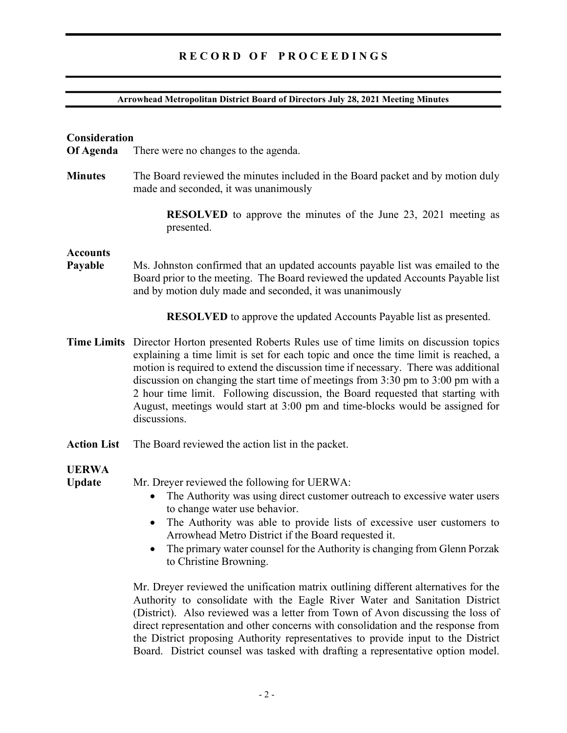# RECORD OF PROCEEDINGS

**Arrowhead Metropolitan District Board of Directors July 28, 2021 Meeting Minutes**

**Consideration Of Agenda** There were no changes to the agenda.

**Minutes** The Board reviewed the minutes included in the Board packet and by motion duly made and seconded, it was unanimously

> **RESOLVED** to approve the minutes of the June 23, 2021 meeting as presented.

**Accounts Payable** Ms. Johnston confirmed that an updated accounts payable list was emailed to the Board prior to the meeting. The Board reviewed the updated Accounts Payable list and by motion duly made and seconded, it was unanimously

> **RESOLVED** to approve the updated Accounts Payable list as presented.

**Time Limits** Director Horton presented Roberts Rules use of time limits on discussion topics explaining a time limit is set for each topic and once the time limit is reached, a motion is required to extend the discussion time if necessary. There was additional discussion on changing the start time of meetings from 3:30 pm to 3:00 pm with a 2 hour time limit. Following discussion, the Board requested that starting with August, meetings would start at 3:00 pm and time-blocks would be assigned for discussions.

**Action List** The Board reviewed the action list in the packet.

**UERWA Update** Mr. Dreyer reviewed the following for UERWA:

- The Authority was using direct customer outreach to excessive water users to change water use behavior.
- The Authority was able to provide lists of excessive user customers to Arrowhead Metro District if the Board requested it.
- The primary water counsel for the Authority is changing from Glenn Porzak to Christine Browning.

Mr. Dreyer reviewed the unification matrix outlining different alternatives for the Authority to consolidate with the Eagle River Water and Sanitation District (District). Also reviewed was a letter from Town of Avon discussing the loss of direct representation and other concerns with consolidation and the response from the District proposing Authority representatives to provide input to the District Board. District counsel was tasked with drafting a representative option model.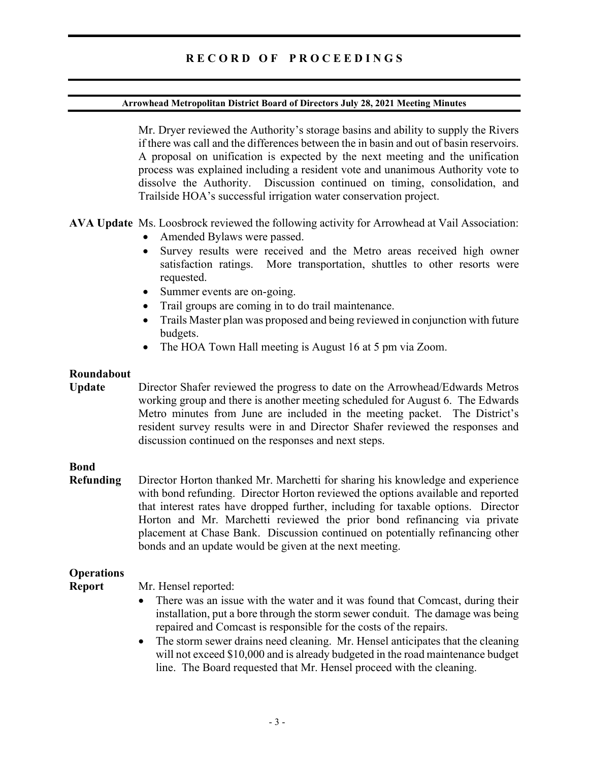Mr. Dryer reviewed the Authority's storage basins and ability to supply the Rivers if there was call and the differences between the in basin and out of basin reservoirs. A proposal on unification is expected by the next meeting and the unification process was explained including a resident vote and unanimous Authority vote to dissolve the Authority. Discussion continued on timing, consolidation, and Trailside HOA's successful irrigation water conservation project.

**AVA Update** Ms. Loosbrock reviewed the following activity for Arrowhead at Vail Association:

- Amended Bylaws were passed.
- Survey results were received and the Metro areas received high owner satisfaction ratings. More transportation, shuttles to other resorts were requested.
- Summer events are on-going.
- Trail groups are coming in to do trail maintenance.
- Trails Master plan was proposed and being reviewed in conjunction with future budgets.
- The HOA Town Hall meeting is August 16 at 5 pm via Zoom.

**Roundabout Update** Director Shafer reviewed the progress to date on the Arrowhead/Edwards Metros working group and there is another meeting scheduled for August 6. The Edwards Metro minutes from June are included in the meeting packet. The District's resident survey results were in and Director Shafer reviewed the responses and discussion continued on the responses and next steps.

**Bond Refunding** Director Horton thanked Mr. Marchetti for sharing his knowledge and experience with bond refunding. Director Horton reviewed the options available and reported that interest rates have dropped further, including for taxable options. Director Horton and Mr. Marchetti reviewed the prior bond refinancing via private placement at Chase Bank. Discussion continued on potentially refinancing other bonds and an update would be given at the next meeting.

**Operations Report** Mr. Hensel reported:

- There was an issue with the water and it was found that Comcast, during their installation, put a bore through the storm sewer conduit. The damage was being repaired and Comcast is responsible for the costs of the repairs.
- The storm sewer drains need cleaning. Mr. Hensel anticipates that the cleaning will not exceed $10,000 and is already budgeted in the road maintenance budget line. The Board requested that Mr. Hensel proceed with the cleaning.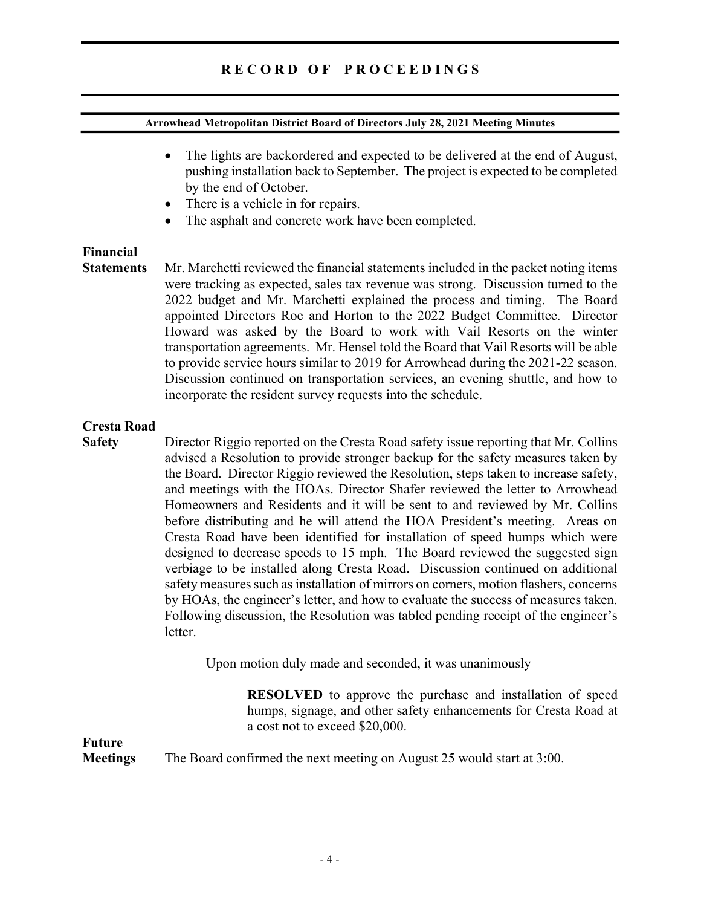- The lights are backordered and expected to be delivered at the end of August, pushing installation back to September. The project is expected to be completed by the end of October.
- There is a vehicle in for repairs.
- The asphalt and concrete work have been completed.

**Financial Statements**

Mr. Marchetti reviewed the financial statements included in the packet noting items were tracking as expected, sales tax revenue was strong. Discussion turned to the 2022 budget and Mr. Marchetti explained the process and timing. The Board appointed Directors Roe and Horton to the 2022 Budget Committee. Director Howard was asked by the Board to work with Vail Resorts on the winter transportation agreements. Mr. Hensel told the Board that Vail Resorts will be able to provide service hours similar to 2019 for Arrowhead during the 2021-22 season. Discussion continued on transportation services, an evening shuttle, and how to incorporate the resident survey requests into the schedule.

**Cresta Road Safety**

Director Riggio reported on the Cresta Road safety issue reporting that Mr. Collins advised a Resolution to provide stronger backup for the safety measures taken by the Board. Director Riggio reviewed the Resolution, steps taken to increase safety, and meetings with the HOAs. Director Shafer reviewed the letter to Arrowhead Homeowners and Residents and it will be sent to and reviewed by Mr. Collins before distributing and he will attend the HOA President's meeting. Areas on Cresta Road have been identified for installation of speed humps which were designed to decrease speeds to 15 mph. The Board reviewed the suggested sign verbiage to be installed along Cresta Road. Discussion continued on additional safety measures such as installation of mirrors on corners, motion flashers, concerns by HOAs, the engineer's letter, and how to evaluate the success of measures taken. Following discussion, the Resolution was tabled pending receipt of the engineer's letter.

Upon motion duly made and seconded, it was unanimously

> **RESOLVED** to approve the purchase and installation of speed humps, signage, and other safety enhancements for Cresta Road at a cost not to exceed $20,000.

**Future Meetings**

The Board confirmed the next meeting on August 25 would start at 3:00.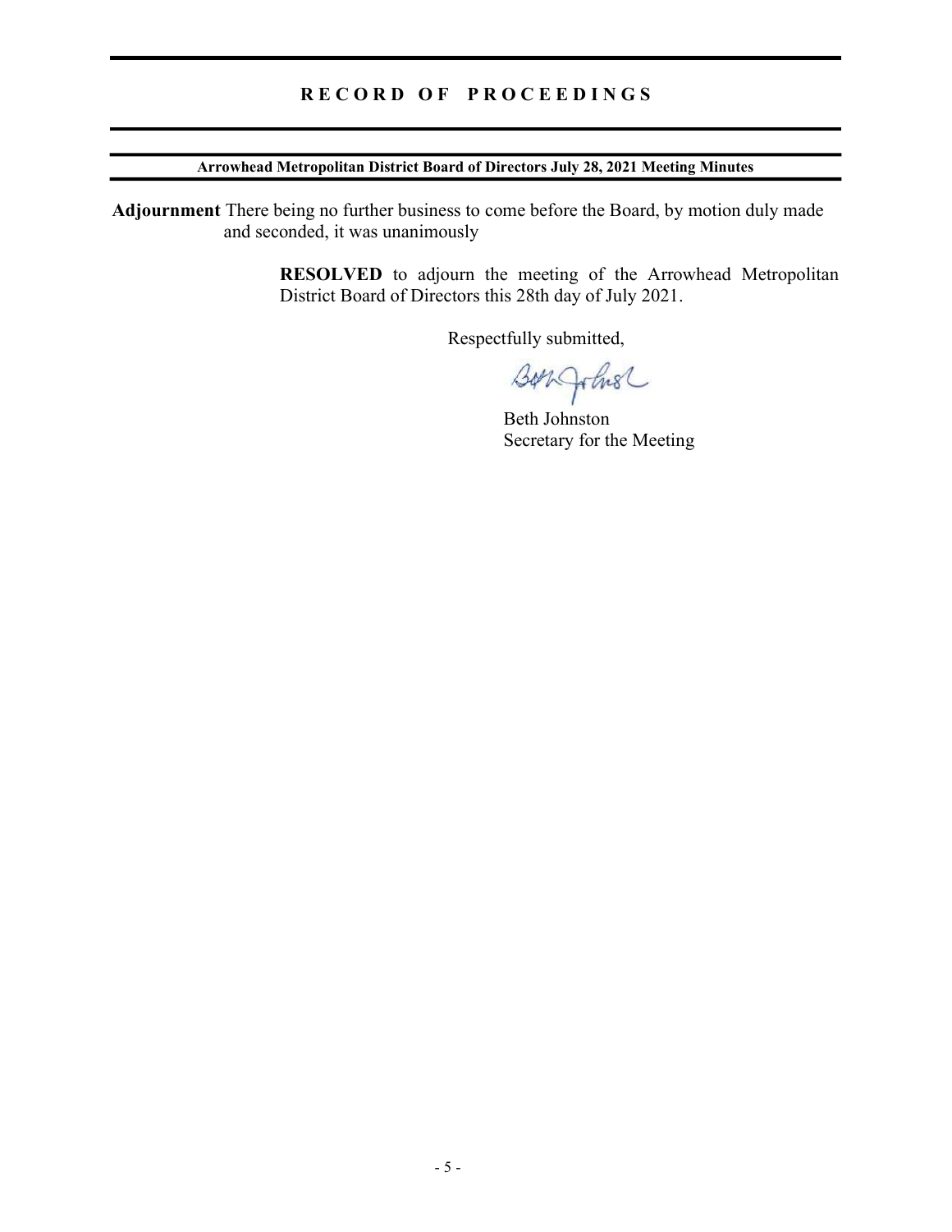**Adjournment** There being no further business to come before the Board, by motion duly made and seconded, it was unanimously

> **RESOLVED** to adjourn the meeting of the Arrowhead Metropolitan District Board of Directors this 28th day of July 2021.

Respectfully submitted,

Beth Johnston
Secretary for the Meeting